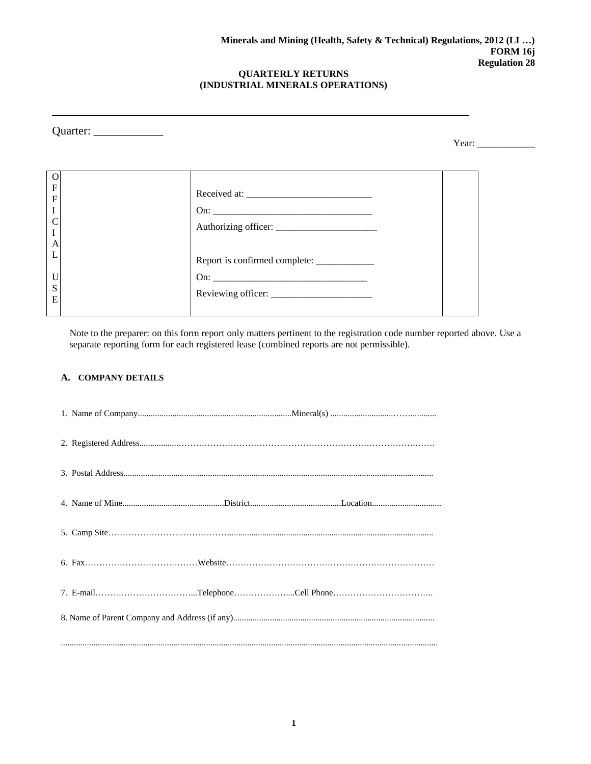**Minerals and Mining (Health, Safety & Technical) Regulations, 2012 (LI …)**
**FORM 16j**
**Regulation 28**

# QUARTERLY RETURNS
# (INDUSTRIAL MINERALS OPERATIONS)

---

Quarter: ____________

Year: ___________

| OFFICIAL USE | Received at: _________________________<br>On: _________________________________<br>Authorizing officer: _____________________<br><br>Report is confirmed complete: ____________<br>On: ________________________________<br>Reviewing officer: _____________________ | |
|---|---|---|

Note to the preparer: on this form report only matters pertinent to the registration code number reported above. Use a separate reporting form for each registered lease (combined reports are not permissible).

## A. COMPANY DETAILS

1. Name of Company.......................................................................Mineral(s) ...............................……............

2. Registered Address..................…………………………………………………………………….…….

3. Postal Address.............................................................................................................................................

4. Name of Mine...............................................District..........................................Location................................

5. Camp Site……………………………………..........................................................................................

6. Fax…………………………………Website………………………………………………………………

7. E-mail……………………………...Telephone………………....Cell Phone……………………………..

8. Name of Parent Company and Address (if any)............................................................................................

.......................................................................................................................................................................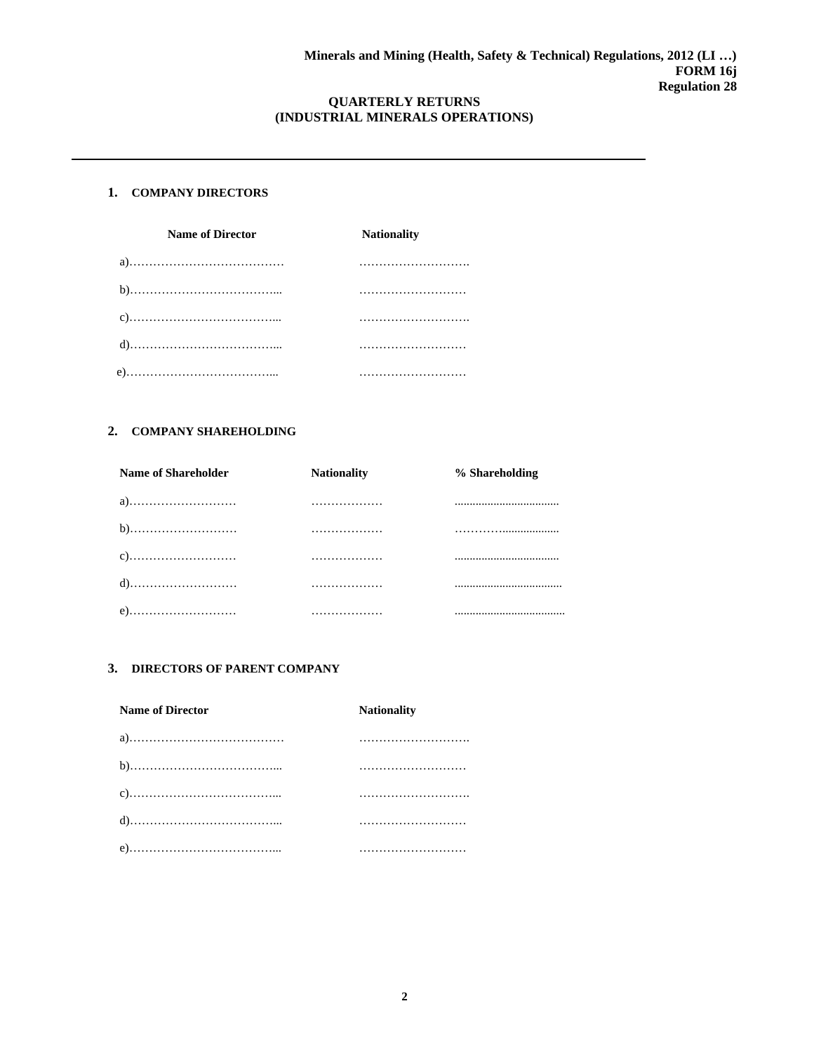**Minerals and Mining (Health, Safety & Technical) Regulations, 2012 (LI …)**
**FORM 16j**
**Regulation 28**

## QUARTERLY RETURNS (INDUSTRIAL MINERALS OPERATIONS)

---

### 1. COMPANY DIRECTORS

| Name of Director | Nationality |
|---|---|
| a)………………………………… | ………………………. |
| b)………………………………... | ……………………… |
| c)………………………………... | ………………………. |
| d)………………………………... | ……………………… |
| e)………………………………... | ……………………… |

### 2. COMPANY SHAREHOLDING

| Name of Shareholder | Nationality | % Shareholding |
|---|---|---|
| a)……………………… | ……………… | ................................... |
| b)……………………… | ……………… | …………................... |
| c)……………………… | ……………… | ................................... |
| d)……………………… | ……………… | .................................... |
| e)……………………… | ……………… | ..................................... |

### 3. DIRECTORS OF PARENT COMPANY

| Name of Director | Nationality |
|---|---|
| a)………………………………… | ………………………. |
| b)………………………………... | ……………………… |
| c)………………………………... | ………………………. |
| d)………………………………... | ……………………… |
| e)………………………………... | ……………………… |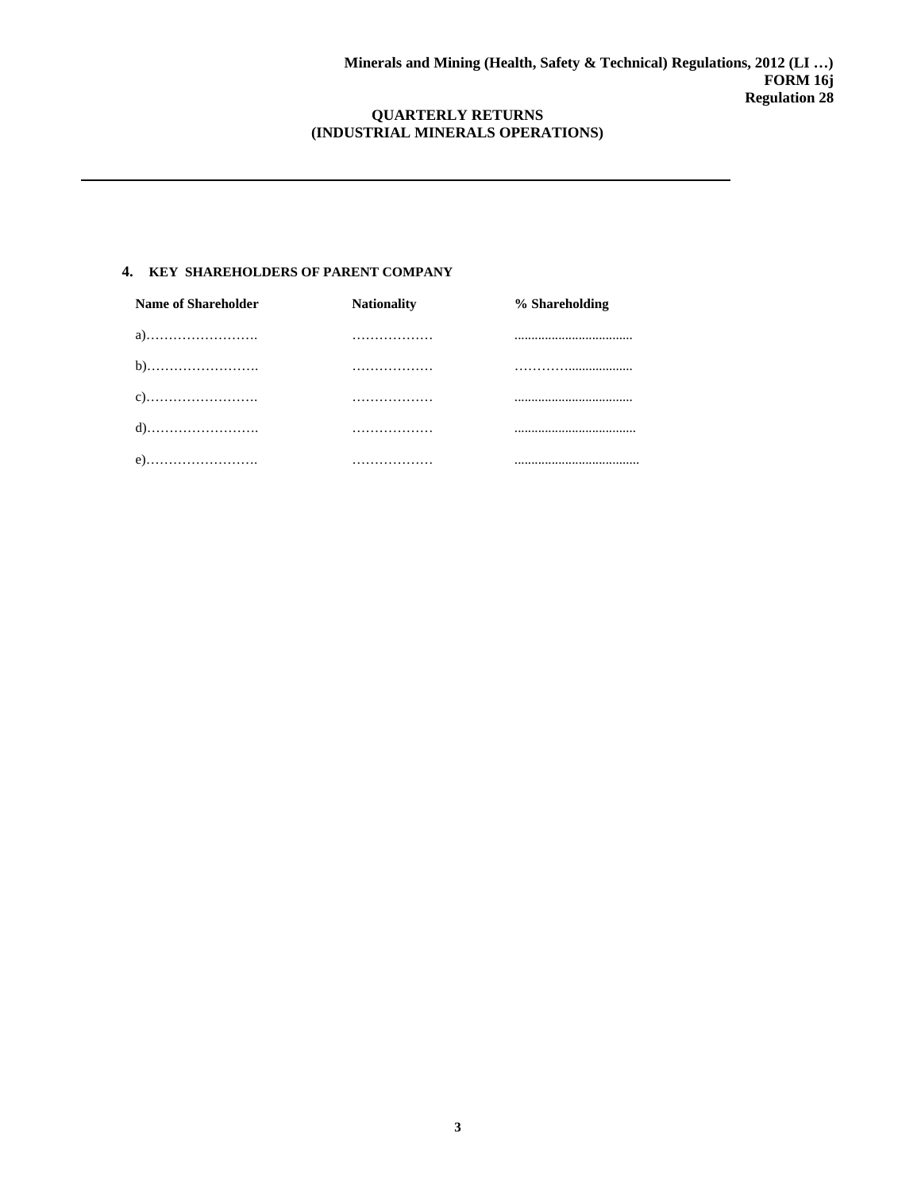**Minerals and Mining (Health, Safety & Technical) Regulations, 2012 (LI …)**
**FORM 16j**
**Regulation 28**

**QUARTERLY RETURNS**
**(INDUSTRIAL MINERALS OPERATIONS)**

---

### 4. KEY SHAREHOLDERS OF PARENT COMPANY

| Name of Shareholder | Nationality | % Shareholding |
|---|---|---|
| a)……………………. | ……………… | ................................... |
| b)……………………. | ……………… | …………................... |
| c)……………………. | ……………… | ................................... |
| d)……………………. | ……………… | .................................... |
| e)……………………. | ……………… | ..................................... |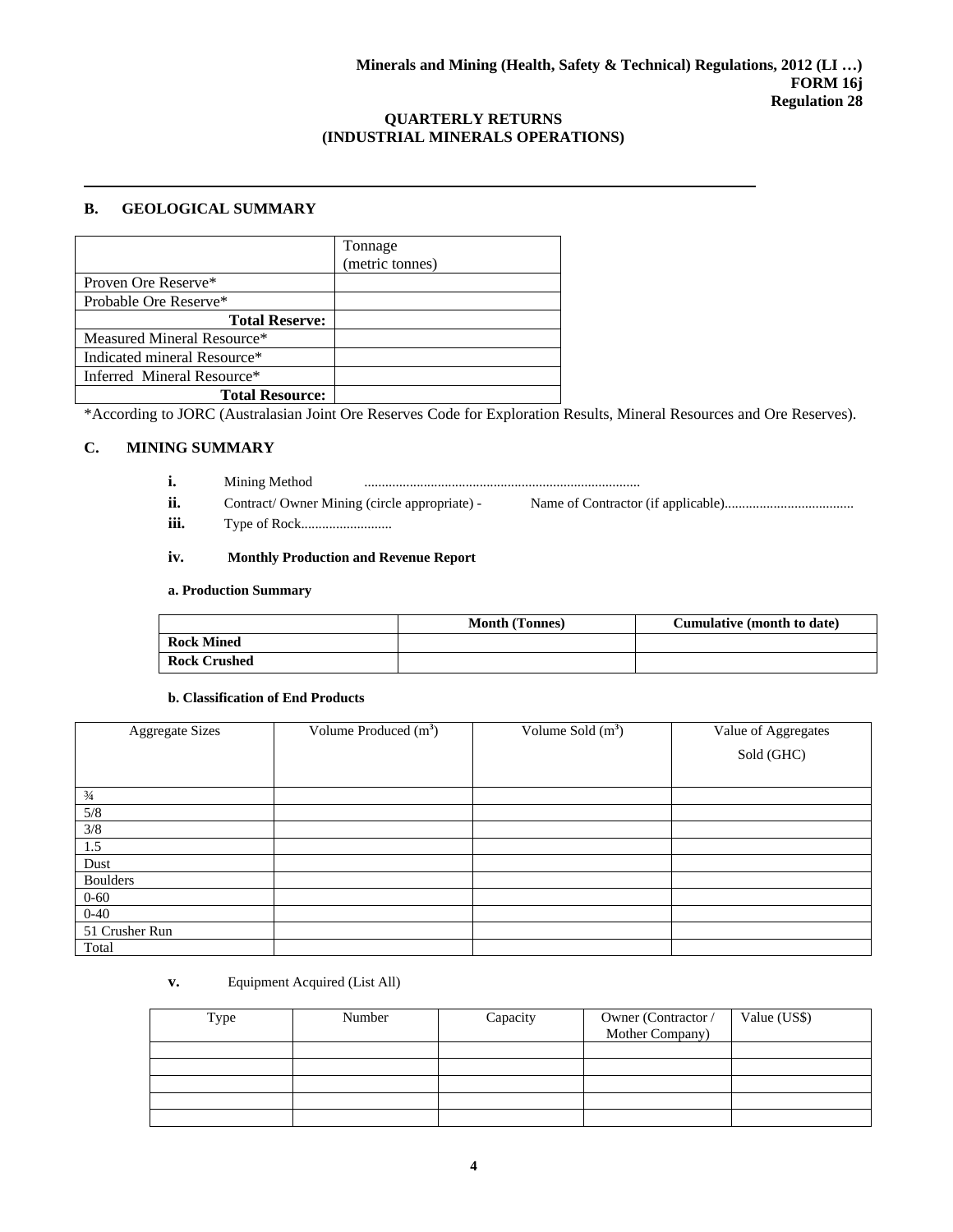**Minerals and Mining (Health, Safety & Technical) Regulations, 2012 (LI …)**
**FORM 16j**
**Regulation 28**

**QUARTERLY RETURNS**
**(INDUSTRIAL MINERALS OPERATIONS)**

---

## B. GEOLOGICAL SUMMARY

| | Tonnage (metric tonnes) |
|---|---|
| Proven Ore Reserve* | |
| Probable Ore Reserve* | |
| **Total Reserve:** | |
| Measured Mineral Resource* | |
| Indicated mineral Resource* | |
| Inferred Mineral Resource* | |
| **Total Resource:** | |

*According to JORC (Australasian Joint Ore Reserves Code for Exploration Results, Mineral Resources and Ore Reserves).

## C. MINING SUMMARY

**i.** Mining Method ..............................................................................

**ii.** Contract/ Owner Mining (circle appropriate) - Name of Contractor (if applicable).....................................

**iii.** Type of Rock..........................

**iv. Monthly Production and Revenue Report**

**a. Production Summary**

| | **Month (Tonnes)** | **Cumulative (month to date)** |
|---|---|---|
| **Rock Mined** | | |
| **Rock Crushed** | | |

**b. Classification of End Products**

| Aggregate Sizes | Volume Produced ($m^3$) | Volume Sold ($m^3$) | Value of Aggregates Sold (GHC) |
|---|---|---|---|
| ¾ | | | |
| 5/8 | | | |
| 3/8 | | | |
| 1.5 | | | |
| Dust | | | |
| Boulders | | | |
| 0-60 | | | |
| 0-40 | | | |
| 51 Crusher Run | | | |
| Total | | | |

**v.** Equipment Acquired (List All)

| Type | Number | Capacity | Owner (Contractor / Mother Company) | Value (US$) |
|---|---|---|---|---|
| | | | | |
| | | | | |
| | | | | |
| | | | | |
| | | | | |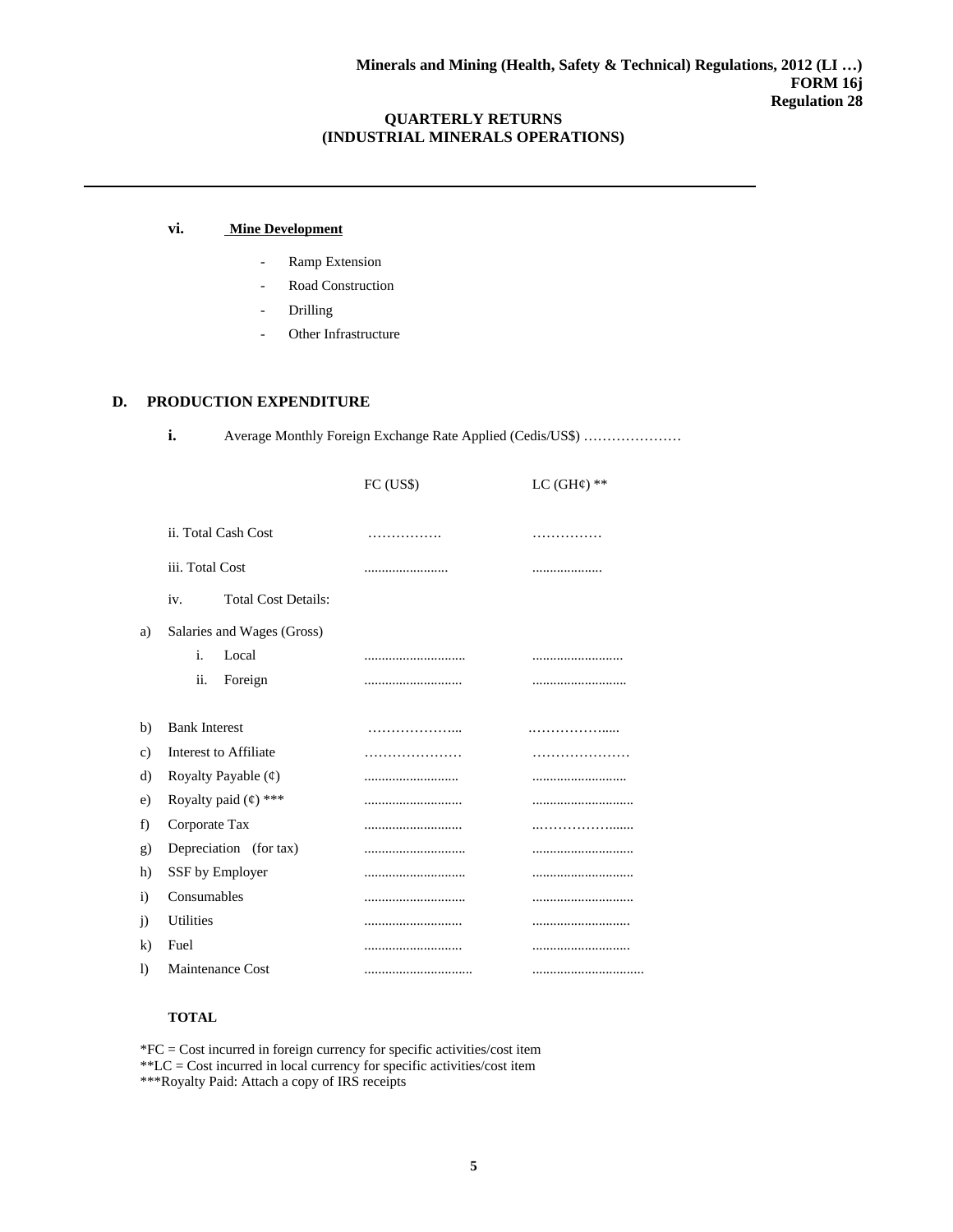**Minerals and Mining (Health, Safety & Technical) Regulations, 2012 (LI …)**
**FORM 16j**
**Regulation 28**

**QUARTERLY RETURNS**
**(INDUSTRIAL MINERALS OPERATIONS)**

---

**vi. Mine Development**

- Ramp Extension
- Road Construction
- Drilling
- Other Infrastructure

## D. PRODUCTION EXPENDITURE

**i.** Average Monthly Foreign Exchange Rate Applied (Cedis/US$) …………………

| | | FC (US$) | LC (GH¢) ** |
|---|---|---|---|
| | ii. Total Cash Cost | ……………. | …………… |
| | iii. Total Cost | ........................ | .................... |
| | iv. Total Cost Details: | | |
| a) | Salaries and Wages (Gross) | | |
| | i. Local | ............................. | .......................... |
| | ii. Foreign | ............................ | ........................... |
| b) | Bank Interest | ………………... | ……………..... |
| c) | Interest to Affiliate | ………………… | ………………… |
| d) | Royalty Payable (¢) | ........................... | ........................... |
| e) | Royalty paid (¢) *** | ............................ | ............................. |
| f) | Corporate Tax | ............................ | ..……………....... |
| g) | Depreciation (for tax) | ............................. | ............................. |
| h) | SSF by Employer | ............................. | ............................. |
| i) | Consumables | ............................. | ............................. |
| j) | Utilities | ............................ | ............................ |
| k) | Fuel | ............................ | ............................ |
| l) | Maintenance Cost | ............................... | ................................ |

**TOTAL**

*FC = Cost incurred in foreign currency for specific activities/cost item
**LC = Cost incurred in local currency for specific activities/cost item
***Royalty Paid: Attach a copy of IRS receipts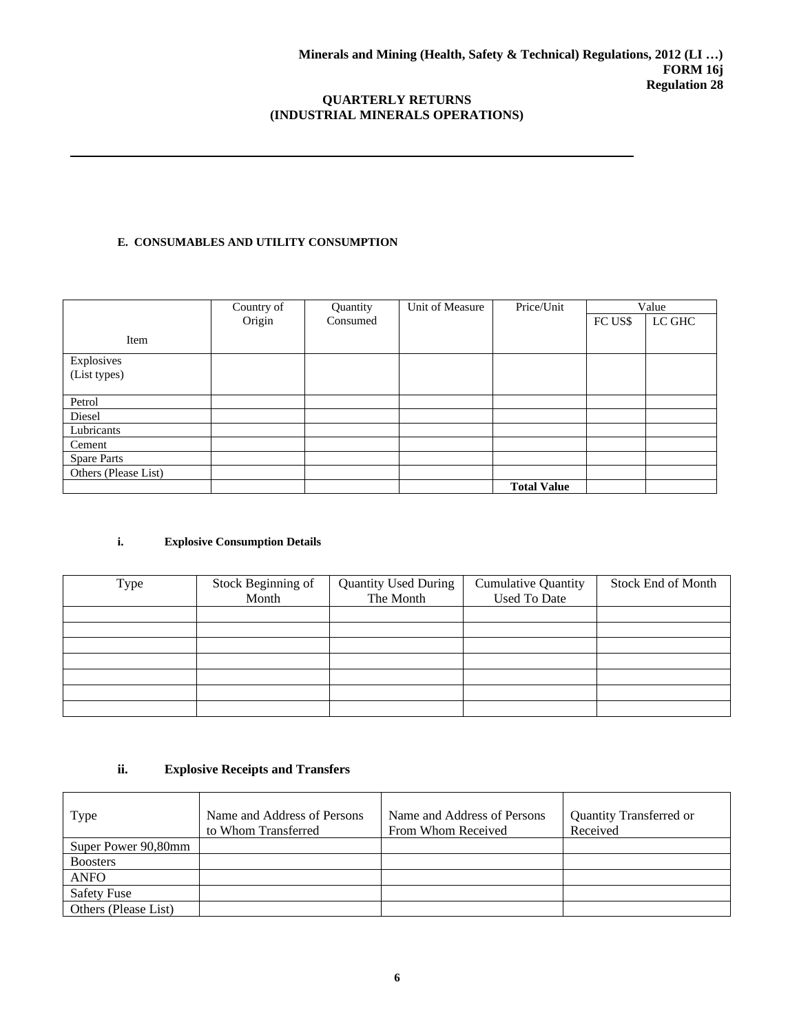**Minerals and Mining (Health, Safety & Technical) Regulations, 2012 (LI …)**
**FORM 16j**
**Regulation 28**

**QUARTERLY RETURNS**
**(INDUSTRIAL MINERALS OPERATIONS)**

---

**E. CONSUMABLES AND UTILITY CONSUMPTION**

| Item | Country of Origin | Quantity Consumed | Unit of Measure | Price/Unit | Value | |
|---|---|---|---|---|---|---|
| | | | | | FC US$ | LC GHC |
| Explosives (List types) | | | | | | |
| Petrol | | | | | | |
| Diesel | | | | | | |
| Lubricants | | | | | | |
| Cement | | | | | | |
| Spare Parts | | | | | | |
| Others (Please List) | | | | | | |
| | | | | **Total Value** | | |

**i. Explosive Consumption Details**

| Type | Stock Beginning of Month | Quantity Used During The Month | Cumulative Quantity Used To Date | Stock End of Month |
|---|---|---|---|---|
| | | | | |
| | | | | |
| | | | | |
| | | | | |
| | | | | |
| | | | | |
| | | | | |

**ii. Explosive Receipts and Transfers**

| Type | Name and Address of Persons to Whom Transferred | Name and Address of Persons From Whom Received | Quantity Transferred or Received |
|---|---|---|---|
| Super Power 90,80mm | | | |
| Boosters | | | |
| ANFO | | | |
| Safety Fuse | | | |
| Others (Please List) | | | |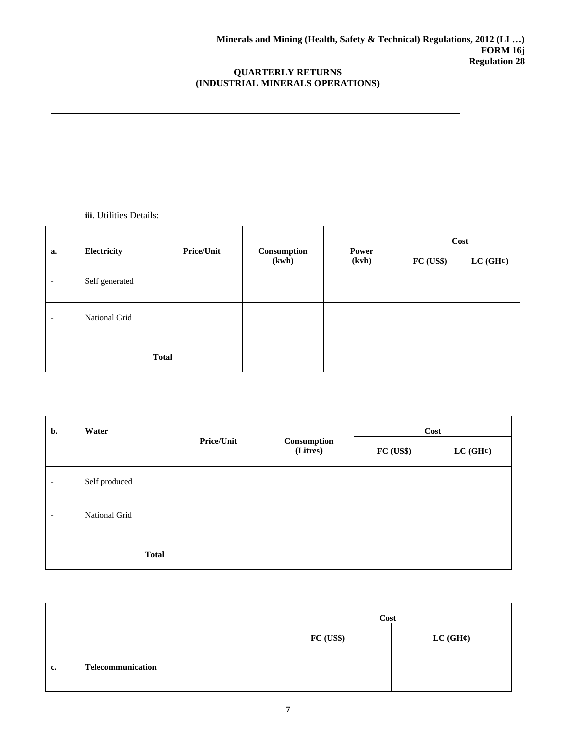**Minerals and Mining (Health, Safety & Technical) Regulations, 2012 (LI …)**
**FORM 16j**
**Regulation 28**

**QUARTERLY RETURNS**
**(INDUSTRIAL MINERALS OPERATIONS)**

---

**iii**. Utilities Details:

| a. | Electricity | Price/Unit | Consumption (kwh) | Power (kvh) | Cost | |
|---|---|---|---|---|---|---|
| | | | | | **FC (US$)** | **LC (GH¢)** |
| - | Self generated | | | | | |
| - | National Grid | | | | | |
| **Total** | | | | | | |

| b. | Water | Price/Unit | Consumption (Litres) | Cost | |
|---|---|---|---|---|---|
| | | | | **FC (US$)** | **LC (GH¢)** |
| - | Self produced | | | | |
| - | National Grid | | | | |
| **Total** | | | | | |

| | | Cost | |
|---|---|---|---|
| | | **FC (US$)** | **LC (GH¢)** |
| **c.** | **Telecommunication** | | |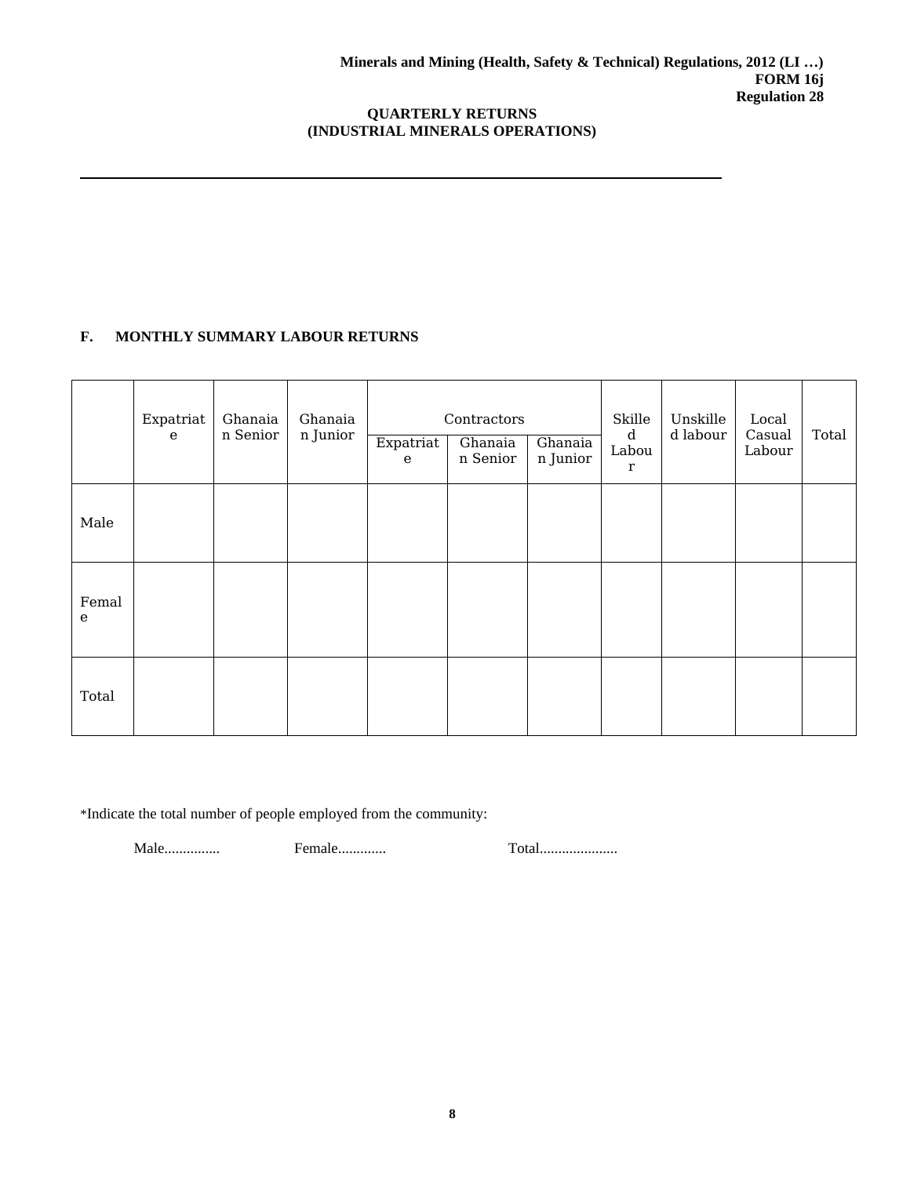**Minerals and Mining (Health, Safety & Technical) Regulations, 2012 (LI …)**
**FORM 16j**
**Regulation 28**

**QUARTERLY RETURNS**
**(INDUSTRIAL MINERALS OPERATIONS)**

---

**F. MONTHLY SUMMARY LABOUR RETURNS**

| | Expatriate | Ghanaian Senior | Ghanaian Junior | Contractors | | | Skilled Labour | Unskilled labour | Local Casual Labour | Total |
|---|---|---|---|---|---|---|---|---|---|---|
| | | | | Expatriate | Ghanaian Senior | Ghanaian Junior | | | | |
| Male | | | | | | | | | | |
| Female | | | | | | | | | | |
| Total | | | | | | | | | | |

*Indicate the total number of people employed from the community:

Male............... Female............. Total.....................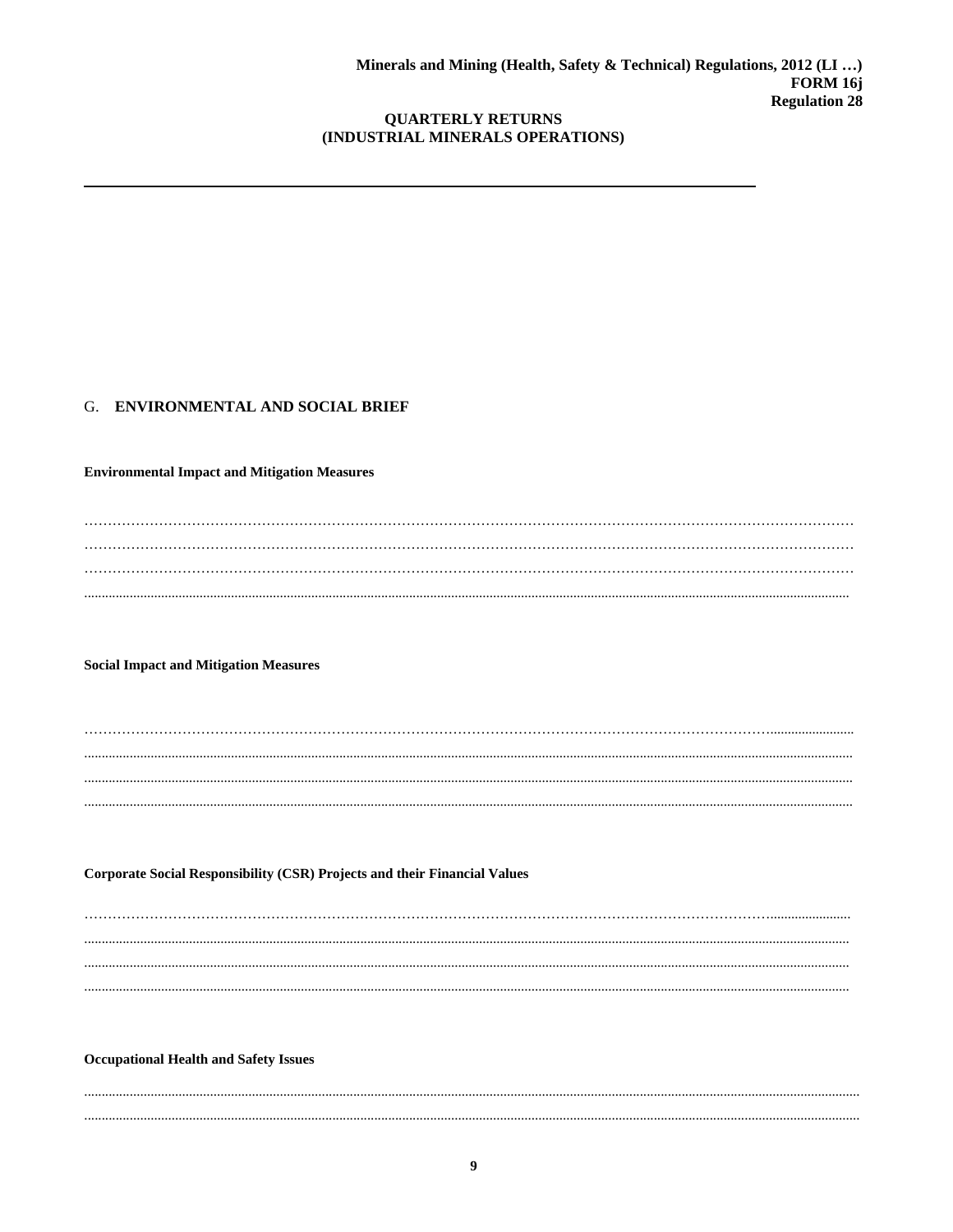**Minerals and Mining (Health, Safety & Technical) Regulations, 2012 (LI …)**
**FORM 16j**
**Regulation 28**

**QUARTERLY RETURNS**
**(INDUSTRIAL MINERALS OPERATIONS)**

---

## G. ENVIRONMENTAL AND SOCIAL BRIEF

**Environmental Impact and Mitigation Measures**

………………………………………………………………………………………………………………………………
………………………………………………………………………………………………………………………………
………………………………………………………………………………………………………………………………
………………………………………………………………………………………………………………………………

**Social Impact and Mitigation Measures**

………………………………………………………………………………………………………………………………
………………………………………………………………………………………………………………………………
………………………………………………………………………………………………………………………………
………………………………………………………………………………………………………………………………

**Corporate Social Responsibility (CSR) Projects and their Financial Values**

………………………………………………………………………………………………………………………………
………………………………………………………………………………………………………………………………
………………………………………………………………………………………………………………………………
………………………………………………………………………………………………………………………………

**Occupational Health and Safety Issues**

………………………………………………………………………………………………………………………………
………………………………………………………………………………………………………………………………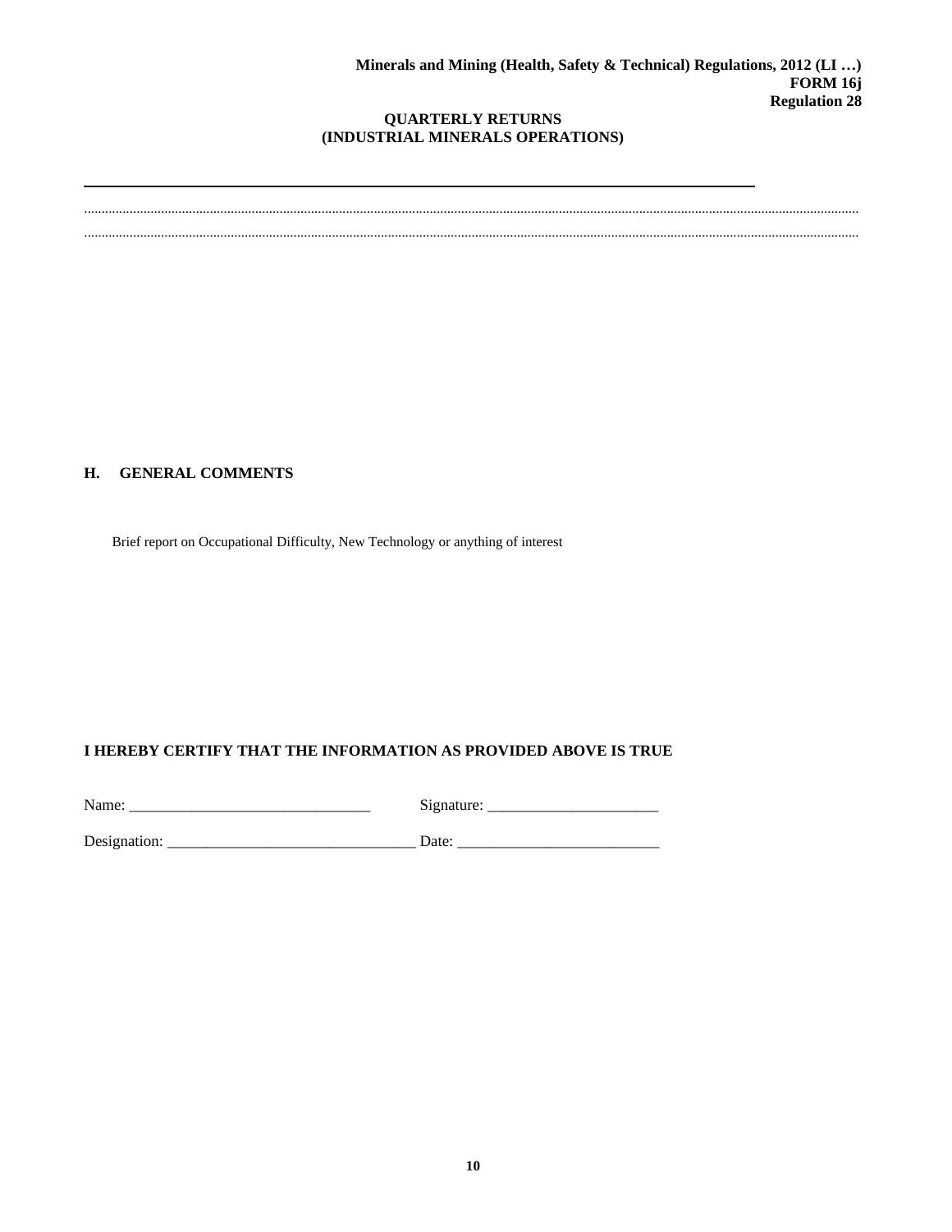**Minerals and Mining (Health, Safety & Technical) Regulations, 2012 (LI …)**
**FORM 16j**
**Regulation 28**

**QUARTERLY RETURNS**
**(INDUSTRIAL MINERALS OPERATIONS)**

---

.................................................................................................................................................................................................................................

.................................................................................................................................................................................................................................

## H. GENERAL COMMENTS

Brief report on Occupational Difficulty, New Technology or anything of interest

**I HEREBY CERTIFY THAT THE INFORMATION AS PROVIDED ABOVE IS TRUE**

Name: _______________________________ Signature: ______________________

Designation: ________________________________ Date: __________________________